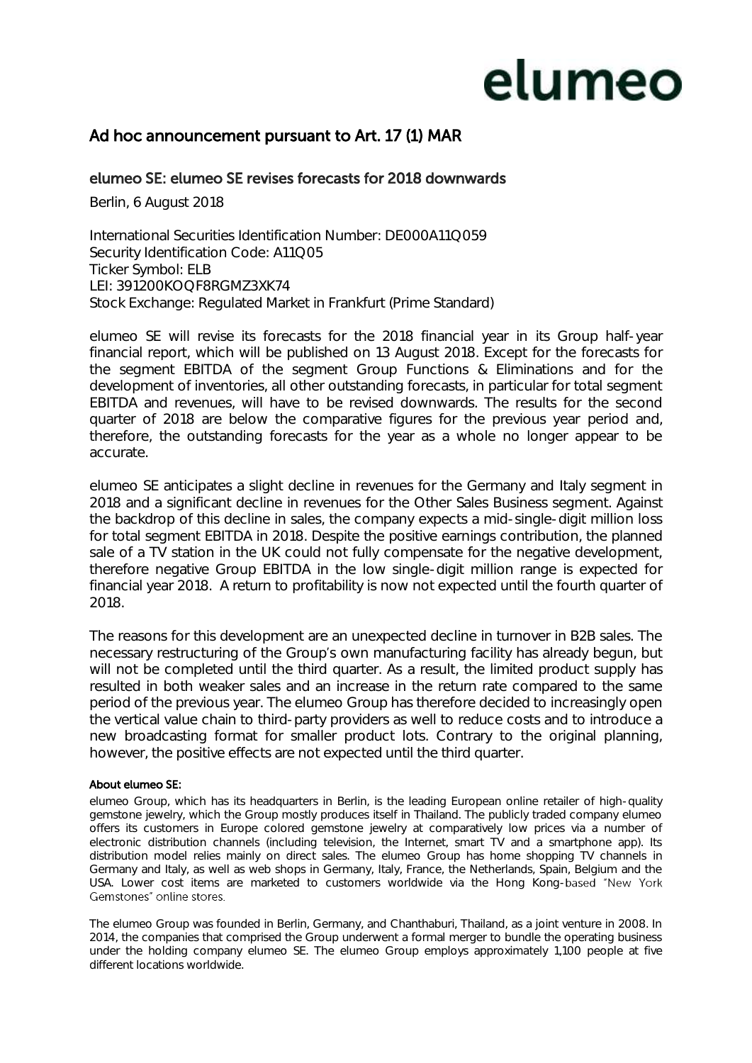# elumeo

## Ad hoc announcement pursuant to Art. 17 (1) MAR

### elumeo SE: elumeo SE revises forecasts for 2018 downwards

Berlin, 6 August 2018

International Securities Identification Number: DE000A11Q059
Security Identification Code: A11Q05
Ticker Symbol: ELB
LEI: 391200KOQF8RGMZ3XK74
Stock Exchange: Regulated Market in Frankfurt (Prime Standard)

elumeo SE will revise its forecasts for the 2018 financial year in its Group half-year financial report, which will be published on 13 August 2018. Except for the forecasts for the segment EBITDA of the segment Group Functions & Eliminations and for the development of inventories, all other outstanding forecasts, in particular for total segment EBITDA and revenues, will have to be revised downwards. The results for the second quarter of 2018 are below the comparative figures for the previous year period and, therefore, the outstanding forecasts for the year as a whole no longer appear to be accurate.

elumeo SE anticipates a slight decline in revenues for the Germany and Italy segment in 2018 and a significant decline in revenues for the Other Sales Business segment. Against the backdrop of this decline in sales, the company expects a mid-single-digit million loss for total segment EBITDA in 2018. Despite the positive earnings contribution, the planned sale of a TV station in the UK could not fully compensate for the negative development, therefore negative Group EBITDA in the low single-digit million range is expected for financial year 2018. A return to profitability is now not expected until the fourth quarter of 2018.

The reasons for this development are an unexpected decline in turnover in B2B sales. The necessary restructuring of the Group's own manufacturing facility has already begun, but will not be completed until the third quarter. As a result, the limited product supply has resulted in both weaker sales and an increase in the return rate compared to the same period of the previous year. The elumeo Group has therefore decided to increasingly open the vertical value chain to third-party providers as well to reduce costs and to introduce a new broadcasting format for smaller product lots. Contrary to the original planning, however, the positive effects are not expected until the third quarter.

**About elumeo SE:**

elumeo Group, which has its headquarters in Berlin, is the leading European online retailer of high-quality gemstone jewelry, which the Group mostly produces itself in Thailand. The publicly traded company elumeo offers its customers in Europe colored gemstone jewelry at comparatively low prices via a number of electronic distribution channels (including television, the Internet, smart TV and a smartphone app). Its distribution model relies mainly on direct sales. The elumeo Group has home shopping TV channels in Germany and Italy, as well as web shops in Germany, Italy, France, the Netherlands, Spain, Belgium and the USA. Lower cost items are marketed to customers worldwide via the Hong Kong-based "New York Gemstones" online stores.

The elumeo Group was founded in Berlin, Germany, and Chanthaburi, Thailand, as a joint venture in 2008. In 2014, the companies that comprised the Group underwent a formal merger to bundle the operating business under the holding company elumeo SE. The elumeo Group employs approximately 1,100 people at five different locations worldwide.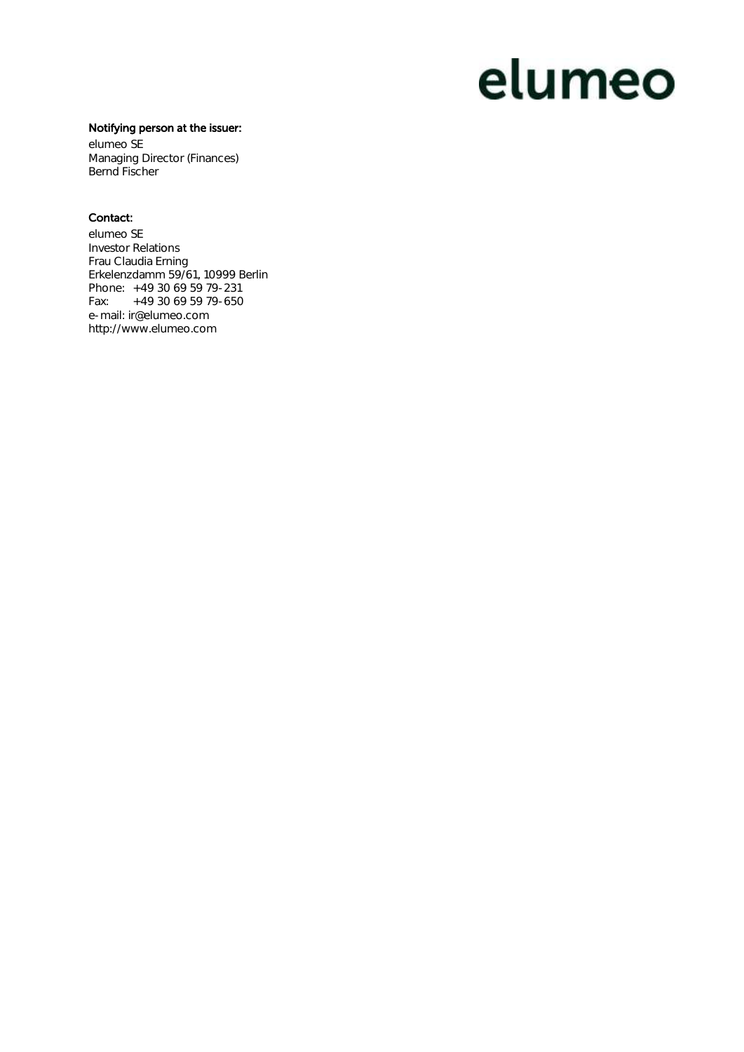elumeo

**Notifying person at the issuer:**

elumeo SE
Managing Director (Finances)
Bernd Fischer

**Contact:**

elumeo SE
Investor Relations
Frau Claudia Erning
Erkelenzdamm 59/61, 10999 Berlin
Phone: +49 30 69 59 79-231
Fax: +49 30 69 59 79-650
e-mail: ir@elumeo.com
http://www.elumeo.com